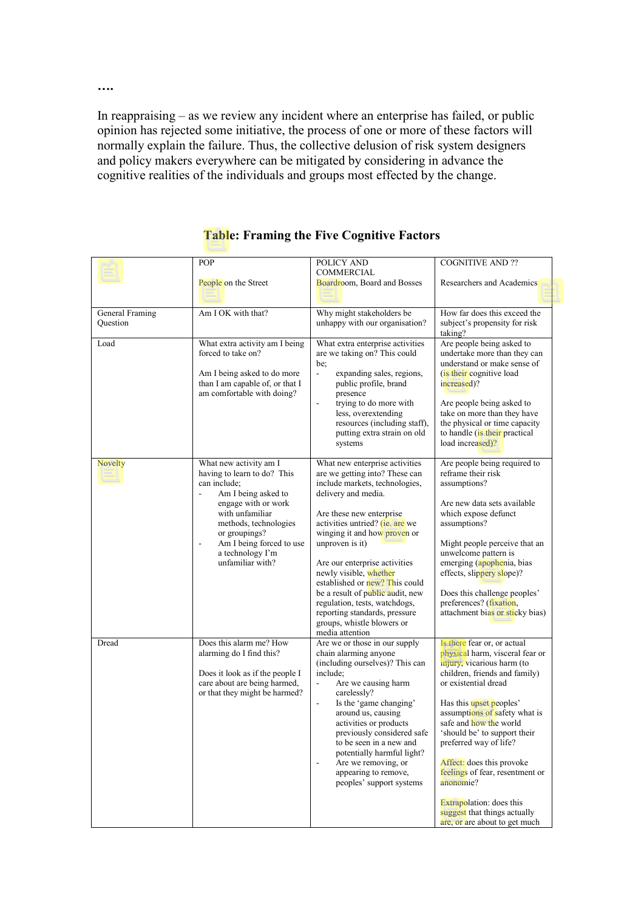….

In reappraising – as we review any incident where an enterprise has failed, or public opinion has rejected some initiative, the process of one or more of these factors will normally explain the failure. Thus, the collective delusion of risk system designers and policy makers everywhere can be mitigated by considering in advance the cognitive realities of the individuals and groups most effected by the change.

**Table: Framing the Five Cognitive Factors**

| | POP<br><br>People on the Street | POLICY AND COMMERCIAL<br><br>Boardroom, Board and Bosses | COGNITIVE AND ??<br><br>Researchers and Academics |
|---|---|---|---|
| General Framing Question | Am I OK with that? | Why might stakeholders be unhappy with our organisation? | How far does this exceed the subject's propensity for risk taking? |
| Load | What extra activity am I being forced to take on?<br><br>Am I being asked to do more than I am capable of, or that I am comfortable with doing? | What extra enterprise activities are we taking on? This could be;<br>- expanding sales, regions, public profile, brand presence<br>- trying to do more with less, overextending resources (including staff), putting extra strain on old systems | Are people being asked to undertake more than they can understand or make sense of (is their cognitive load increased)?<br><br>Are people being asked to take on more than they have the physical or time capacity to handle (is their practical load increased)? |
| Novelty | What new activity am I having to learn to do? This can include;<br>- Am I being asked to engage with or work with unfamiliar methods, technologies or groupings?<br>- Am I being forced to use a technology I'm unfamiliar with? | What new enterprise activities are we getting into? These can include markets, technologies, delivery and media.<br><br>Are these new enterprise activities untried? (ie. are we winging it and how proven or unproven is it)<br><br>Are our enterprise activities newly visible, whether established or new? This could be a result of public audit, new regulation, tests, watchdogs, reporting standards, pressure groups, whistle blowers or media attention | Are people being required to reframe their risk assumptions?<br><br>Are new data sets available which expose defunct assumptions?<br><br>Might people perceive that an unwelcome pattern is emerging (apophenia, bias effects, slippery slope)?<br><br>Does this challenge peoples' preferences? (fixation, attachment bias or sticky bias) |
| Dread | Does this alarm me? How alarming do I find this?<br><br>Does it look as if the people I care about are being harmed, or that they might be harmed? | Are we or those in our supply chain alarming anyone (including ourselves)? This can include;<br>- Are we causing harm carelessly?<br>- Is the 'game changing' around us, causing activities or products previously considered safe to be seen in a new and potentially harmful light?<br>- Are we removing, or appearing to remove, peoples' support systems | Is there fear or, or actual physical harm, visceral fear or injury, vicarious harm (to children, friends and family) or existential dread<br><br>Has this upset peoples' assumptions of safety what is safe and how the world 'should be' to support their preferred way of life?<br><br>Affect: does this provoke feelings of fear, resentment or anonomie?<br><br>Extrapolation: does this suggest that things actually are, or are about to get much |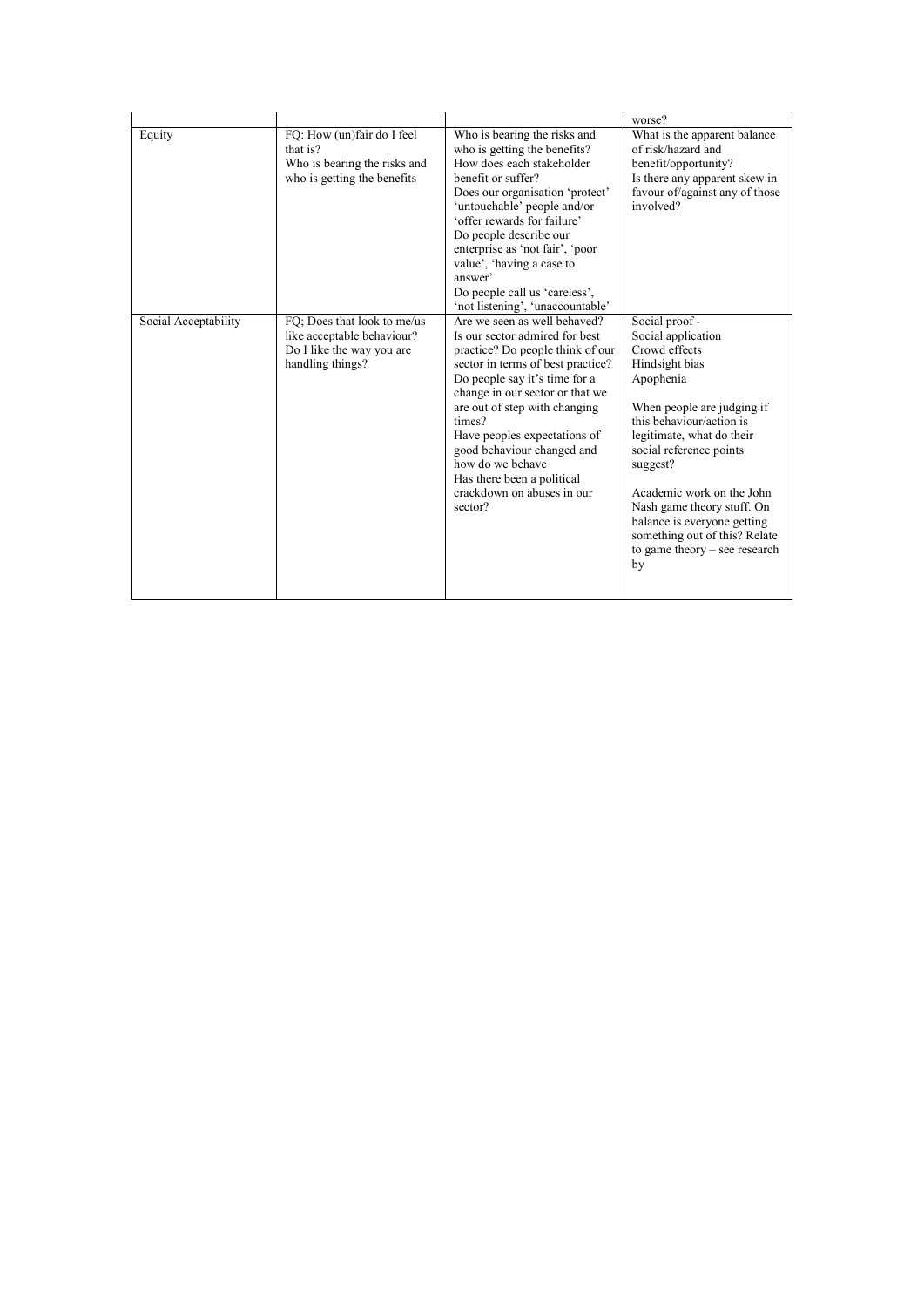| | | | |
|---|---|---|---|
| | | | worse? |
| Equity | FQ: How (un)fair do I feel that is?<br>Who is bearing the risks and who is getting the benefits | Who is bearing the risks and who is getting the benefits?<br>How does each stakeholder benefit or suffer?<br>Does our organisation 'protect' 'untouchable' people and/or 'offer rewards for failure'<br>Do people describe our enterprise as 'not fair', 'poor value', 'having a case to answer'<br>Do people call us 'careless', 'not listening', 'unaccountable' | What is the apparent balance of risk/hazard and benefit/opportunity?<br>Is there any apparent skew in favour of/against any of those involved? |
| Social Acceptability | FQ; Does that look to me/us like acceptable behaviour?<br>Do I like the way you are handling things? | Are we seen as well behaved?<br>Is our sector admired for best practice? Do people think of our sector in terms of best practice?<br>Do people say it's time for a change in our sector or that we are out of step with changing times?<br>Have peoples expectations of good behaviour changed and how do we behave<br>Has there been a political crackdown on abuses in our sector? | Social proof -<br>Social application<br>Crowd effects<br>Hindsight bias<br>Apophenia<br><br>When people are judging if this behaviour/action is legitimate, what do their social reference points suggest?<br><br>Academic work on the John Nash game theory stuff. On balance is everyone getting something out of this? Relate to game theory – see research by |